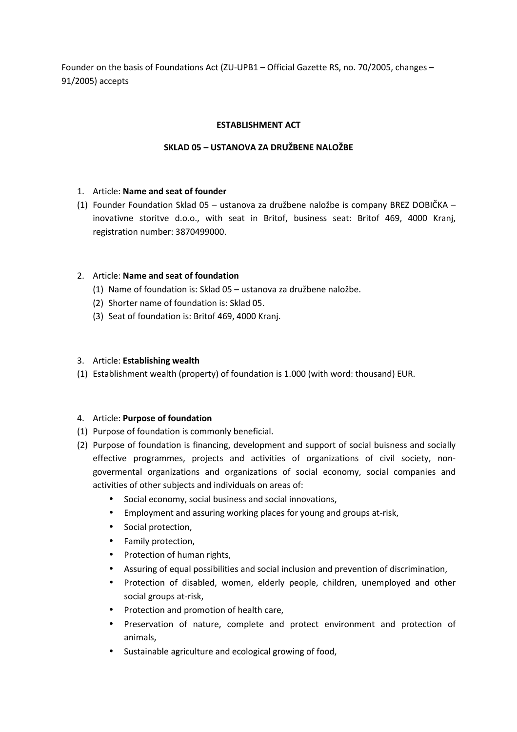Founder on the basis of Foundations Act (ZU-UPB1 – Official Gazette RS, no. 70/2005, changes – 91/2005) accepts

**ESTABLISHMENT ACT**

**SKLAD 05 – USTANOVA ZA DRUŽBENE NALOŽBE**

1. Article: **Name and seat of founder**

(1) Founder Foundation Sklad 05 – ustanova za družbene naložbe is company BREZ DOBIČKA – inovativne storitve d.o.o., with seat in Britof, business seat: Britof 469, 4000 Kranj, registration number: 3870499000.

2. Article: **Name and seat of foundation**

   (1) Name of foundation is: Sklad 05 – ustanova za družbene naložbe.
   (2) Shorter name of foundation is: Sklad 05.
   (3) Seat of foundation is: Britof 469, 4000 Kranj.

3. Article: **Establishing wealth**

(1) Establishment wealth (property) of foundation is 1.000 (with word: thousand) EUR.

4. Article: **Purpose of foundation**

(1) Purpose of foundation is commonly beneficial.

(2) Purpose of foundation is financing, development and support of social buisness and socially effective programmes, projects and activities of organizations of civil society, non-govermental organizations and organizations of social economy, social companies and activities of other subjects and individuals on areas of:

- Social economy, social business and social innovations,
- Employment and assuring working places for young and groups at-risk,
- Social protection,
- Family protection,
- Protection of human rights,
- Assuring of equal possibilities and social inclusion and prevention of discrimination,
- Protection of disabled, women, elderly people, children, unemployed and other social groups at-risk,
- Protection and promotion of health care,
- Preservation of nature, complete and protect environment and protection of animals,
- Sustainable agriculture and ecological growing of food,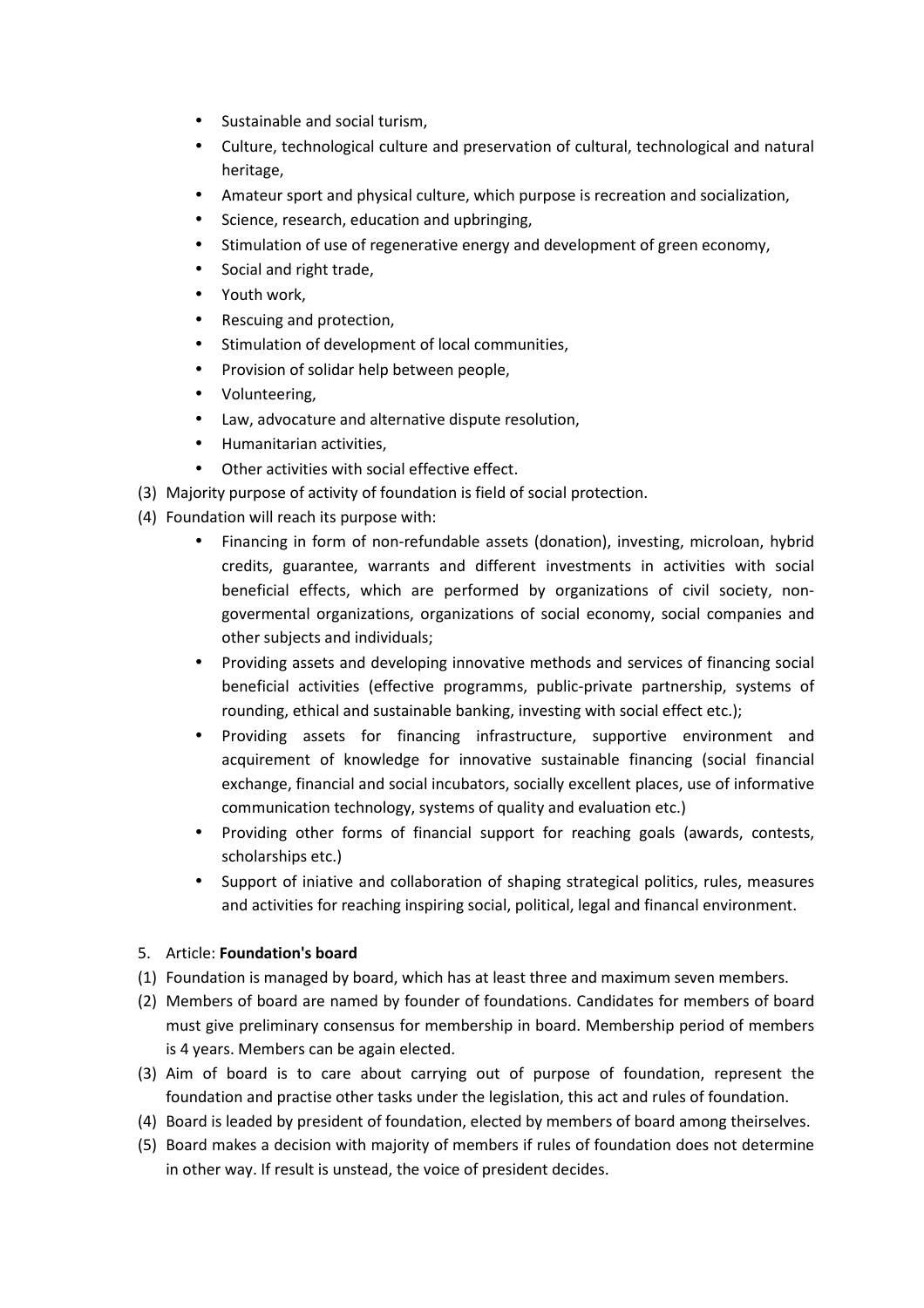- Sustainable and social turism,
- Culture, technological culture and preservation of cultural, technological and natural heritage,
- Amateur sport and physical culture, which purpose is recreation and socialization,
- Science, research, education and upbringing,
- Stimulation of use of regenerative energy and development of green economy,
- Social and right trade,
- Youth work,
- Rescuing and protection,
- Stimulation of development of local communities,
- Provision of solidar help between people,
- Volunteering,
- Law, advocature and alternative dispute resolution,
- Humanitarian activities,
- Other activities with social effective effect.

(3) Majority purpose of activity of foundation is field of social protection.

(4) Foundation will reach its purpose with:

- Financing in form of non-refundable assets (donation), investing, microloan, hybrid credits, guarantee, warrants and different investments in activities with social beneficial effects, which are performed by organizations of civil society, non-govermental organizations, organizations of social economy, social companies and other subjects and individuals;
- Providing assets and developing innovative methods and services of financing social beneficial activities (effective programms, public-private partnership, systems of rounding, ethical and sustainable banking, investing with social effect etc.);
- Providing assets for financing infrastructure, supportive environment and acquirement of knowledge for innovative sustainable financing (social financial exchange, financial and social incubators, socially excellent places, use of informative communication technology, systems of quality and evaluation etc.)
- Providing other forms of financial support for reaching goals (awards, contests, scholarships etc.)
- Support of iniative and collaboration of shaping strategical politics, rules, measures and activities for reaching inspiring social, political, legal and financal environment.

5. Article: **Foundation's board**

(1) Foundation is managed by board, which has at least three and maximum seven members.

(2) Members of board are named by founder of foundations. Candidates for members of board must give preliminary consensus for membership in board. Membership period of members is 4 years. Members can be again elected.

(3) Aim of board is to care about carrying out of purpose of foundation, represent the foundation and practise other tasks under the legislation, this act and rules of foundation.

(4) Board is leaded by president of foundation, elected by members of board among theirselves.

(5) Board makes a decision with majority of members if rules of foundation does not determine in other way. If result is unstead, the voice of president decides.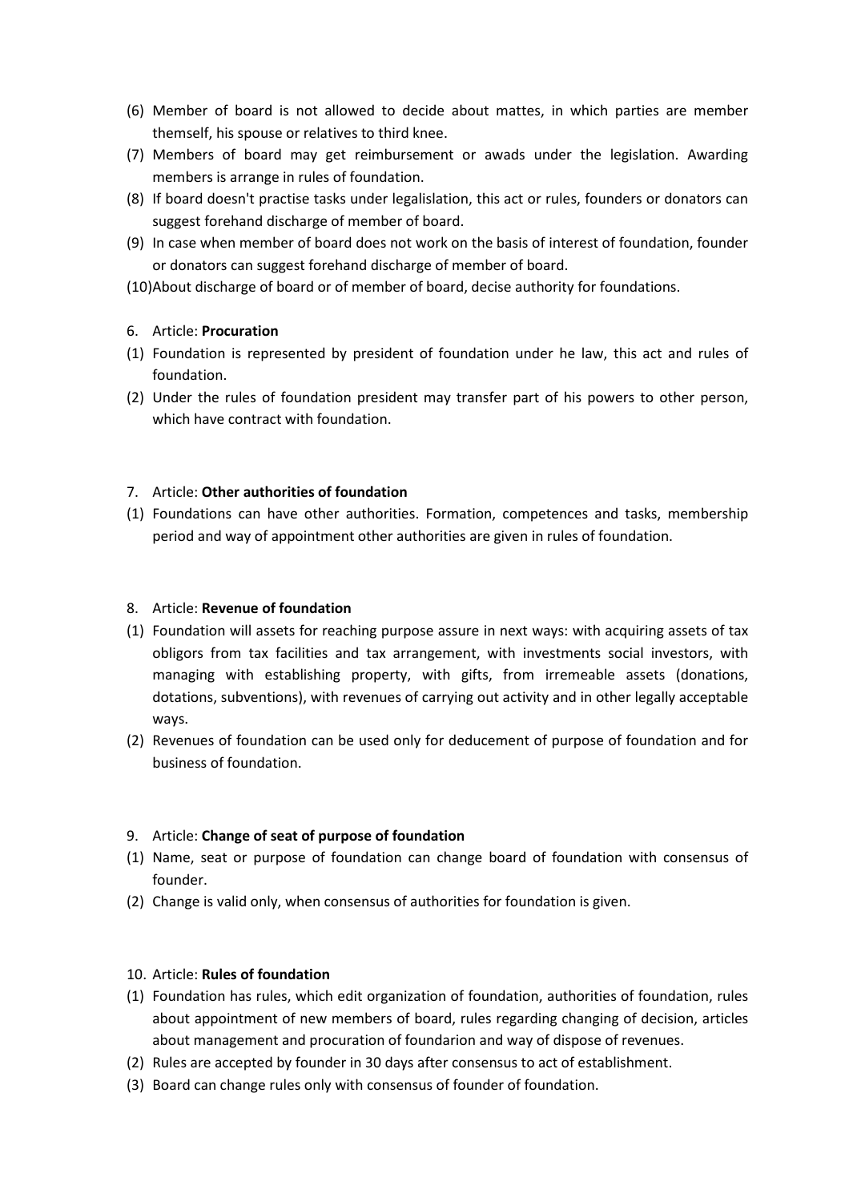(6) Member of board is not allowed to decide about mattes, in which parties are member themself, his spouse or relatives to third knee.
(7) Members of board may get reimbursement or awads under the legislation. Awarding members is arrange in rules of foundation.
(8) If board doesn't practise tasks under legalislation, this act or rules, founders or donators can suggest forehand discharge of member of board.
(9) In case when member of board does not work on the basis of interest of foundation, founder or donators can suggest forehand discharge of member of board.
(10) About discharge of board or of member of board, decise authority for foundations.

6. Article: **Procuration**

(1) Foundation is represented by president of foundation under he law, this act and rules of foundation.
(2) Under the rules of foundation president may transfer part of his powers to other person, which have contract with foundation.

7. Article: **Other authorities of foundation**

(1) Foundations can have other authorities. Formation, competences and tasks, membership period and way of appointment other authorities are given in rules of foundation.

8. Article: **Revenue of foundation**

(1) Foundation will assets for reaching purpose assure in next ways: with acquiring assets of tax obligors from tax facilities and tax arrangement, with investments social investors, with managing with establishing property, with gifts, from irremeable assets (donations, dotations, subventions), with revenues of carrying out activity and in other legally acceptable ways.
(2) Revenues of foundation can be used only for deducement of purpose of foundation and for business of foundation.

9. Article: **Change of seat of purpose of foundation**

(1) Name, seat or purpose of foundation can change board of foundation with consensus of founder.
(2) Change is valid only, when consensus of authorities for foundation is given.

10. Article: **Rules of foundation**

(1) Foundation has rules, which edit organization of foundation, authorities of foundation, rules about appointment of new members of board, rules regarding changing of decision, articles about management and procuration of foundarion and way of dispose of revenues.
(2) Rules are accepted by founder in 30 days after consensus to act of establishment.
(3) Board can change rules only with consensus of founder of foundation.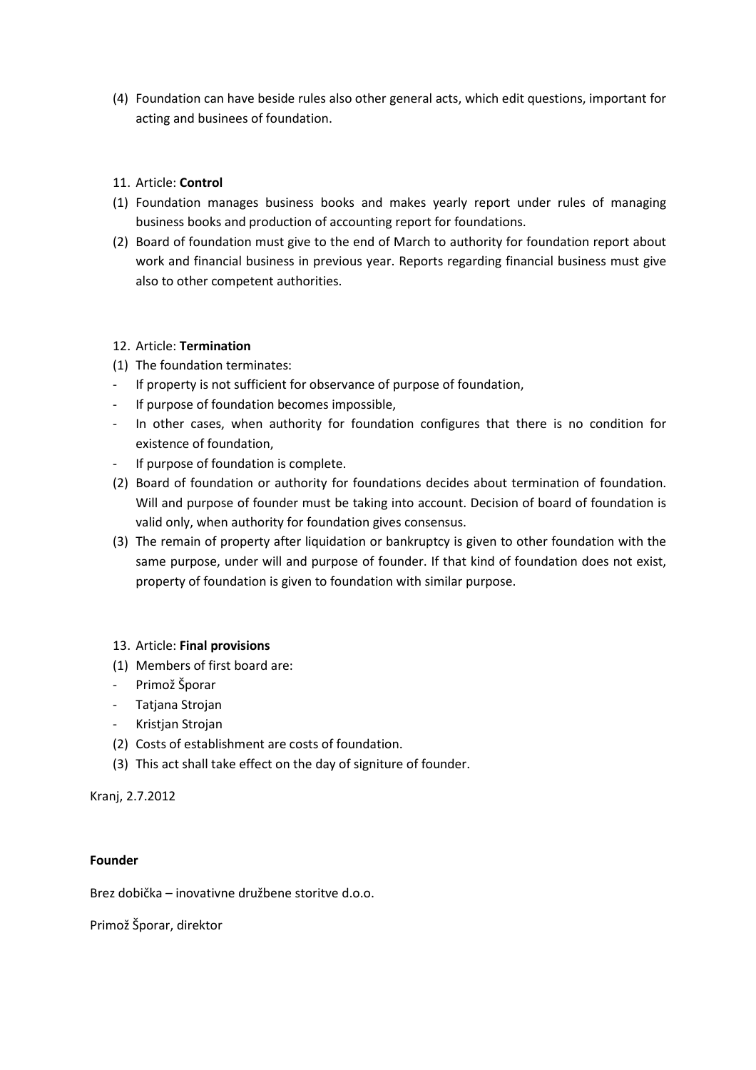(4) Foundation can have beside rules also other general acts, which edit questions, important for acting and businees of foundation.

11. Article: **Control**

(1) Foundation manages business books and makes yearly report under rules of managing business books and production of accounting report for foundations.
(2) Board of foundation must give to the end of March to authority for foundation report about work and financial business in previous year. Reports regarding financial business must give also to other competent authorities.

12. Article: **Termination**

(1) The foundation terminates:
- If property is not sufficient for observance of purpose of foundation,
- If purpose of foundation becomes impossible,
- In other cases, when authority for foundation configures that there is no condition for existence of foundation,
- If purpose of foundation is complete.

(2) Board of foundation or authority for foundations decides about termination of foundation. Will and purpose of founder must be taking into account. Decision of board of foundation is valid only, when authority for foundation gives consensus.
(3) The remain of property after liquidation or bankruptcy is given to other foundation with the same purpose, under will and purpose of founder. If that kind of foundation does not exist, property of foundation is given to foundation with similar purpose.

13. Article: **Final provisions**

(1) Members of first board are:
- Primož Šporar
- Tatjana Strojan
- Kristjan Strojan

(2) Costs of establishment are costs of foundation.
(3) This act shall take effect on the day of signiture of founder.

Kranj, 2.7.2012

**Founder**

Brez dobička – inovativne družbene storitve d.o.o.

Primož Šporar, direktor